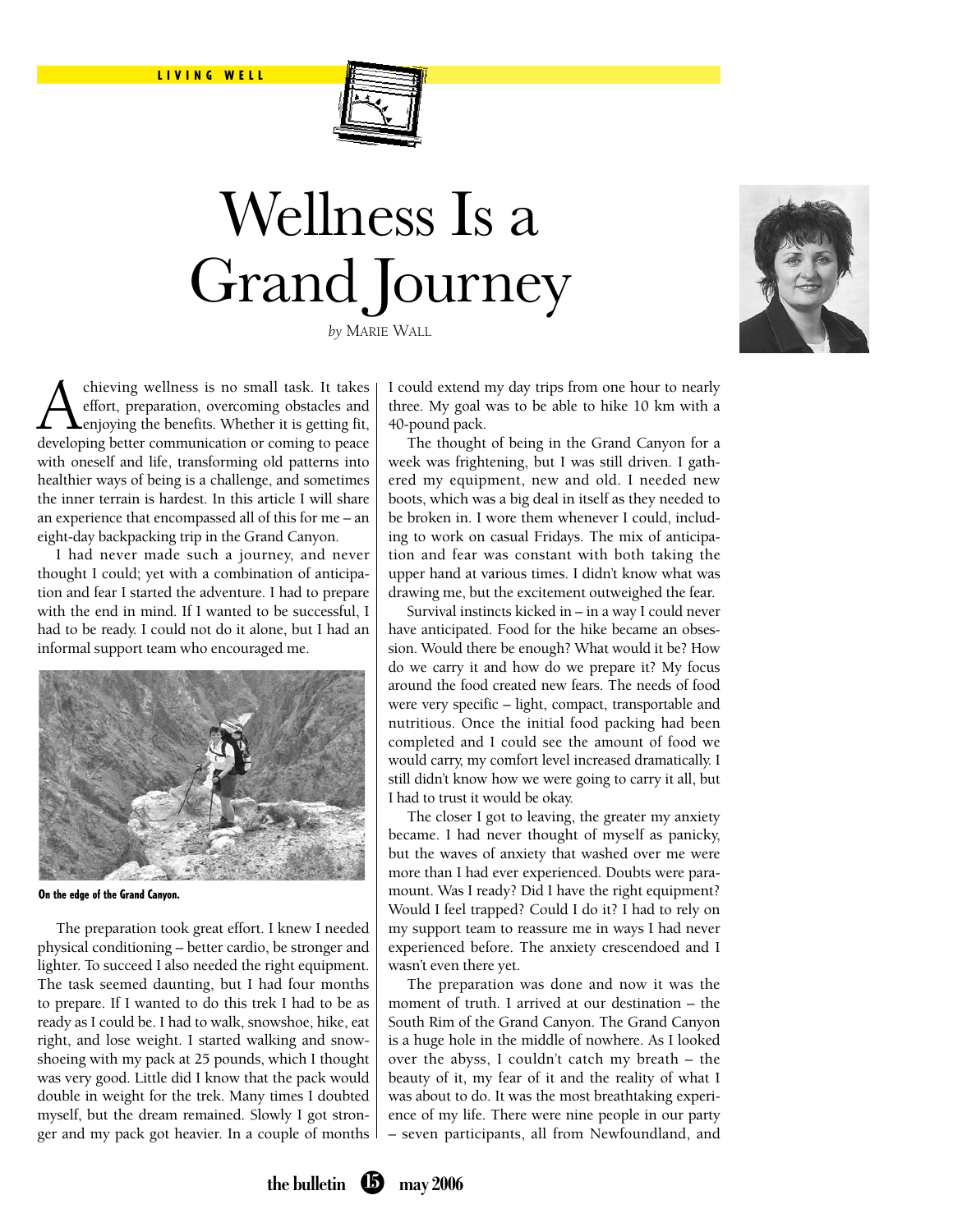# Wellness Is a Grand Journey

*by* Marie Wall

Achieving wellness is no small task. It takes effort, preparation, overcoming obstacles and enjoying the benefits. Whether it is getting fit, developing better communication or coming to peace with oneself and life, transforming old patterns into healthier ways of being is a challenge, and sometimes the inner terrain is hardest. In this article I will share an experience that encompassed all of this for me – an eight-day backpacking trip in the Grand Canyon.

I had never made such a journey, and never thought I could; yet with a combination of anticipation and fear I started the adventure. I had to prepare with the end in mind. If I wanted to be successful, I had to be ready. I could not do it alone, but I had an informal support team who encouraged me.

**On the edge of the Grand Canyon.**

The preparation took great effort. I knew I needed physical conditioning – better cardio, be stronger and lighter. To succeed I also needed the right equipment. The task seemed daunting, but I had four months to prepare. If I wanted to do this trek I had to be as ready as I could be. I had to walk, snowshoe, hike, eat right, and lose weight. I started walking and snowshoeing with my pack at 25 pounds, which I thought was very good. Little did I know that the pack would double in weight for the trek. Many times I doubted myself, but the dream remained. Slowly I got stronger and my pack got heavier. In a couple of months I could extend my day trips from one hour to nearly three. My goal was to be able to hike 10 km with a 40-pound pack.

The thought of being in the Grand Canyon for a week was frightening, but I was still driven. I gathered my equipment, new and old. I needed new boots, which was a big deal in itself as they needed to be broken in. I wore them whenever I could, including to work on casual Fridays. The mix of anticipation and fear was constant with both taking the upper hand at various times. I didn't know what was drawing me, but the excitement outweighed the fear.

Survival instincts kicked in – in a way I could never have anticipated. Food for the hike became an obsession. Would there be enough? What would it be? How do we carry it and how do we prepare it? My focus around the food created new fears. The needs of food were very specific – light, compact, transportable and nutritious. Once the initial food packing had been completed and I could see the amount of food we would carry, my comfort level increased dramatically. I still didn't know how we were going to carry it all, but I had to trust it would be okay.

The closer I got to leaving, the greater my anxiety became. I had never thought of myself as panicky, but the waves of anxiety that washed over me were more than I had ever experienced. Doubts were paramount. Was I ready? Did I have the right equipment? Would I feel trapped? Could I do it? I had to rely on my support team to reassure me in ways I had never experienced before. The anxiety crescendoed and I wasn't even there yet.

The preparation was done and now it was the moment of truth. I arrived at our destination – the South Rim of the Grand Canyon. The Grand Canyon is a huge hole in the middle of nowhere. As I looked over the abyss, I couldn't catch my breath – the beauty of it, my fear of it and the reality of what I was about to do. It was the most breathtaking experience of my life. There were nine people in our party – seven participants, all from Newfoundland, and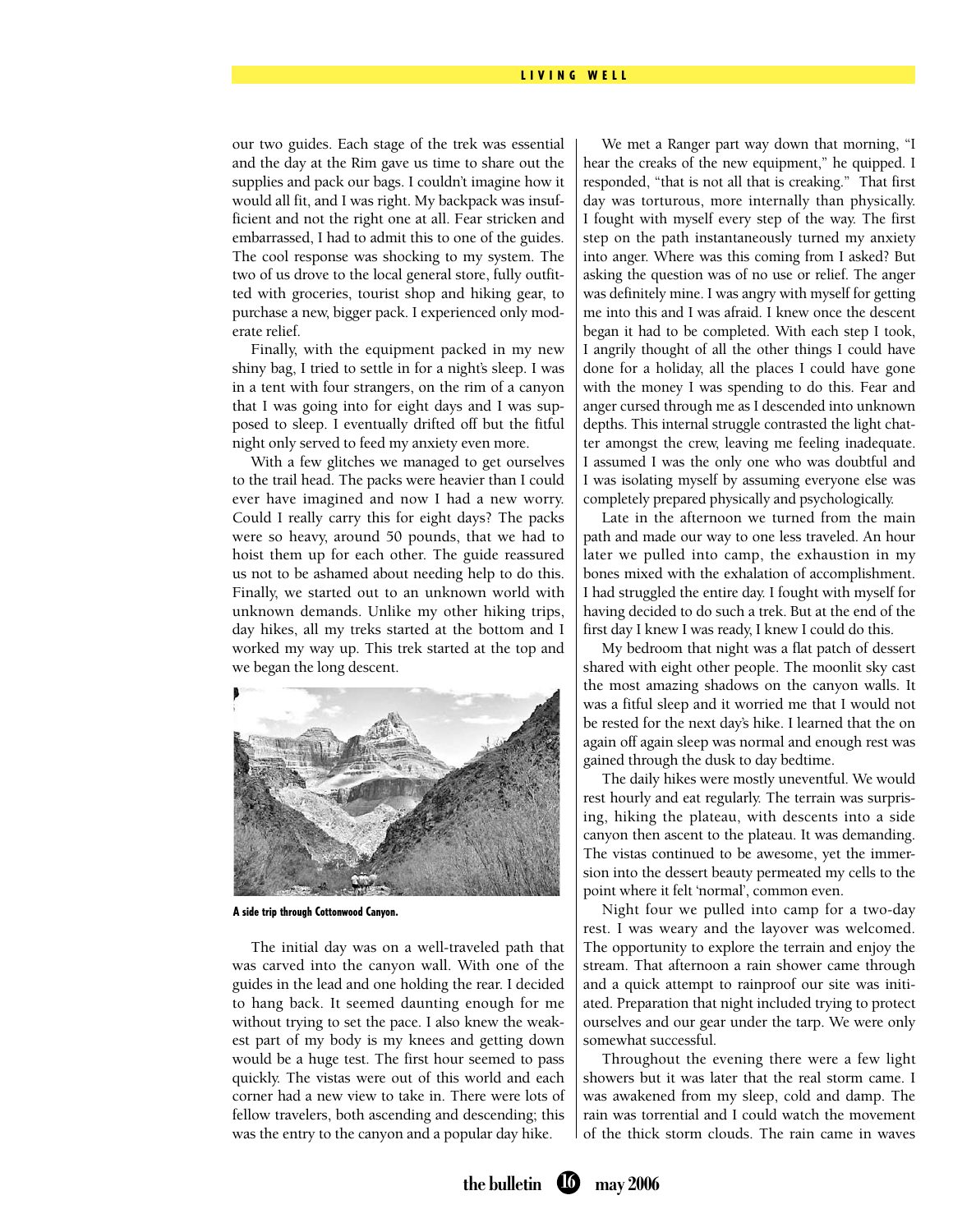our two guides. Each stage of the trek was essential and the day at the Rim gave us time to share out the supplies and pack our bags. I couldn't imagine how it would all fit, and I was right. My backpack was insufficient and not the right one at all. Fear stricken and embarrassed, I had to admit this to one of the guides. The cool response was shocking to my system. The two of us drove to the local general store, fully outfitted with groceries, tourist shop and hiking gear, to purchase a new, bigger pack. I experienced only moderate relief.

Finally, with the equipment packed in my new shiny bag, I tried to settle in for a night's sleep. I was in a tent with four strangers, on the rim of a canyon that I was going into for eight days and I was supposed to sleep. I eventually drifted off but the fitful night only served to feed my anxiety even more.

With a few glitches we managed to get ourselves to the trail head. The packs were heavier than I could ever have imagined and now I had a new worry. Could I really carry this for eight days? The packs were so heavy, around 50 pounds, that we had to hoist them up for each other. The guide reassured us not to be ashamed about needing help to do this. Finally, we started out to an unknown world with unknown demands. Unlike my other hiking trips, day hikes, all my treks started at the bottom and I worked my way up. This trek started at the top and we began the long descent.

**A side trip through Cottonwood Canyon.**

The initial day was on a well-traveled path that was carved into the canyon wall. With one of the guides in the lead and one holding the rear. I decided to hang back. It seemed daunting enough for me without trying to set the pace. I also knew the weakest part of my body is my knees and getting down would be a huge test. The first hour seemed to pass quickly. The vistas were out of this world and each corner had a new view to take in. There were lots of fellow travelers, both ascending and descending; this was the entry to the canyon and a popular day hike.

We met a Ranger part way down that morning, "I hear the creaks of the new equipment," he quipped. I responded, "that is not all that is creaking." That first day was torturous, more internally than physically. I fought with myself every step of the way. The first step on the path instantaneously turned my anxiety into anger. Where was this coming from I asked? But asking the question was of no use or relief. The anger was definitely mine. I was angry with myself for getting me into this and I was afraid. I knew once the descent began it had to be completed. With each step I took, I angrily thought of all the other things I could have done for a holiday, all the places I could have gone with the money I was spending to do this. Fear and anger cursed through me as I descended into unknown depths. This internal struggle contrasted the light chatter amongst the crew, leaving me feeling inadequate. I assumed I was the only one who was doubtful and I was isolating myself by assuming everyone else was completely prepared physically and psychologically.

Late in the afternoon we turned from the main path and made our way to one less traveled. An hour later we pulled into camp, the exhaustion in my bones mixed with the exhalation of accomplishment. I had struggled the entire day. I fought with myself for having decided to do such a trek. But at the end of the first day I knew I was ready, I knew I could do this.

My bedroom that night was a flat patch of dessert shared with eight other people. The moonlit sky cast the most amazing shadows on the canyon walls. It was a fitful sleep and it worried me that I would not be rested for the next day's hike. I learned that the on again off again sleep was normal and enough rest was gained through the dusk to day bedtime.

The daily hikes were mostly uneventful. We would rest hourly and eat regularly. The terrain was surprising, hiking the plateau, with descents into a side canyon then ascent to the plateau. It was demanding. The vistas continued to be awesome, yet the immersion into the dessert beauty permeated my cells to the point where it felt 'normal', common even.

Night four we pulled into camp for a two-day rest. I was weary and the layover was welcomed. The opportunity to explore the terrain and enjoy the stream. That afternoon a rain shower came through and a quick attempt to rainproof our site was initiated. Preparation that night included trying to protect ourselves and our gear under the tarp. We were only somewhat successful.

Throughout the evening there were a few light showers but it was later that the real storm came. I was awakened from my sleep, cold and damp. The rain was torrential and I could watch the movement of the thick storm clouds. The rain came in waves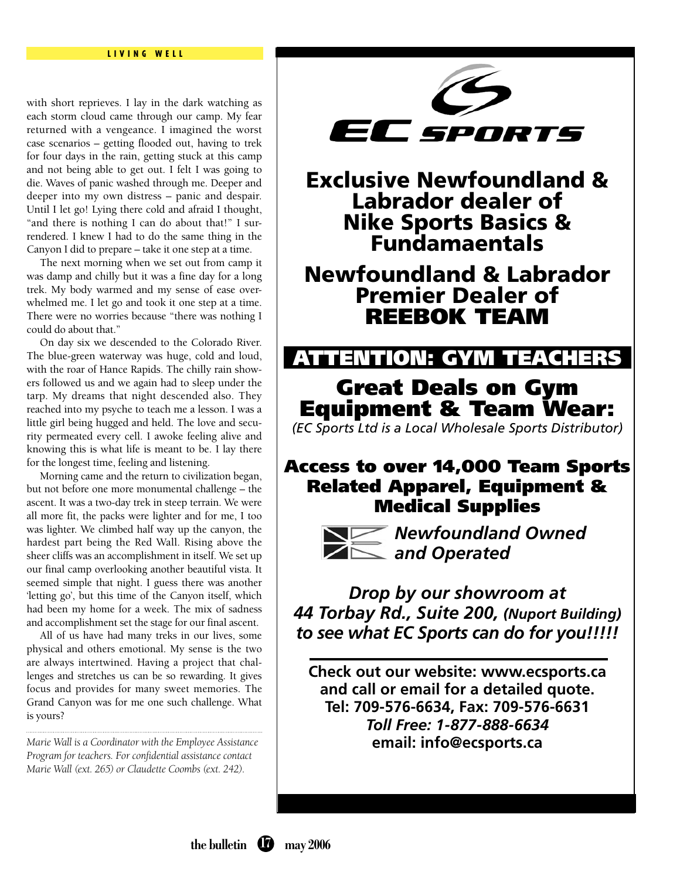with short reprieves. I lay in the dark watching as each storm cloud came through our camp. My fear returned with a vengeance. I imagined the worst case scenarios – getting flooded out, having to trek for four days in the rain, getting stuck at this camp and not being able to get out. I felt I was going to die. Waves of panic washed through me. Deeper and deeper into my own distress – panic and despair. Until I let go! Lying there cold and afraid I thought, "and there is nothing I can do about that!" I surrendered. I knew I had to do the same thing in the Canyon I did to prepare – take it one step at a time.

The next morning when we set out from camp it was damp and chilly but it was a fine day for a long trek. My body warmed and my sense of ease overwhelmed me. I let go and took it one step at a time. There were no worries because "there was nothing I could do about that."

On day six we descended to the Colorado River. The blue-green waterway was huge, cold and loud, with the roar of Hance Rapids. The chilly rain showers followed us and we again had to sleep under the tarp. My dreams that night descended also. They reached into my psyche to teach me a lesson. I was a little girl being hugged and held. The love and security permeated every cell. I awoke feeling alive and knowing this is what life is meant to be. I lay there for the longest time, feeling and listening.

Morning came and the return to civilization began, but not before one more monumental challenge – the ascent. It was a two-day trek in steep terrain. We were all more fit, the packs were lighter and for me, I too was lighter. We climbed half way up the canyon, the hardest part being the Red Wall. Rising above the sheer cliffs was an accomplishment in itself. We set up our final camp overlooking another beautiful vista. It seemed simple that night. I guess there was another 'letting go', but this time of the Canyon itself, which had been my home for a week. The mix of sadness and accomplishment set the stage for our final ascent.

All of us have had many treks in our lives, some physical and others emotional. My sense is the two are always intertwined. Having a project that challenges and stretches us can be so rewarding. It gives focus and provides for many sweet memories. The Grand Canyon was for me one such challenge. What is yours?

*Marie Wall is a Coordinator with the Employee Assistance Program for teachers. For confidential assistance contact Marie Wall (ext. 265) or Claudette Coombs (ext. 242).*

---

**EC SPORTS**

## Exclusive Newfoundland & Labrador dealer of Nike Sports Basics & Fundamaentals

## Newfoundland & Labrador Premier Dealer of REEBOK TEAM

## ATTENTION: GYM TEACHERS

## Great Deals on Gym Equipment & Team Wear:

*(EC Sports Ltd is a Local Wholesale Sports Distributor)*

**Access to over 14,000 Team Sports Related Apparel, Equipment & Medical Supplies**

***Newfoundland Owned and Operated***

***Drop by our showroom at 44 Torbay Rd., Suite 200, (Nuport Building) to see what EC Sports can do for you!!!!!***

**Check out our website: www.ecsports.ca and call or email for a detailed quote.**
**Tel: 709-576-6634, Fax: 709-576-6631**
***Toll Free: 1-877-888-6634***
**email: info@ecsports.ca**